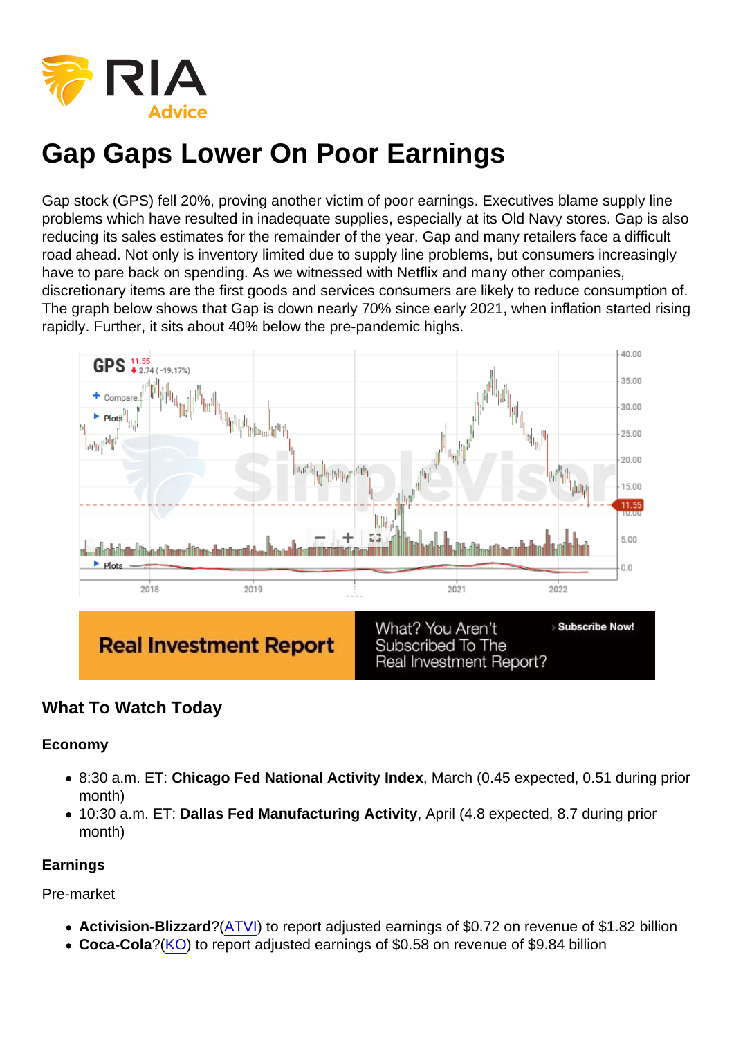# Gap Gaps Lower On Poor Earnings

Gap stock (GPS) fell 20%, proving another victim of poor earnings. Executives blame supply line problems which have resulted in inadequate supplies, especially at its Old Navy stores. Gap is also reducing its sales estimates for the remainder of the year. Gap and many retailers face a difficult road ahead. Not only is inventory limited due to supply line problems, but consumers increasingly have to pare back on spending. As we witnessed with Netflix and many other companies, discretionary items are the first goods and services consumers are likely to reduce consumption of. The graph below shows that Gap is down nearly 70% since early 2021, when inflation started rising rapidly. Further, it sits about 40% below the pre-pandemic highs.

## What To Watch Today

### Economy

- 8:30 a.m. ET: **Chicago Fed National Activity Index**, March (0.45 expected, 0.51 during prior month)
- 10:30 a.m. ET: **Dallas Fed Manufacturing Activity**, April (4.8 expected, 8.7 during prior month)

### Earnings

Pre-market

- **Activision-Blizzard**?(ATVI) to report adjusted earnings of $0.72 on revenue of $1.82 billion
- **Coca-Cola**?(KO) to report adjusted earnings of $0.58 on revenue of $9.84 billion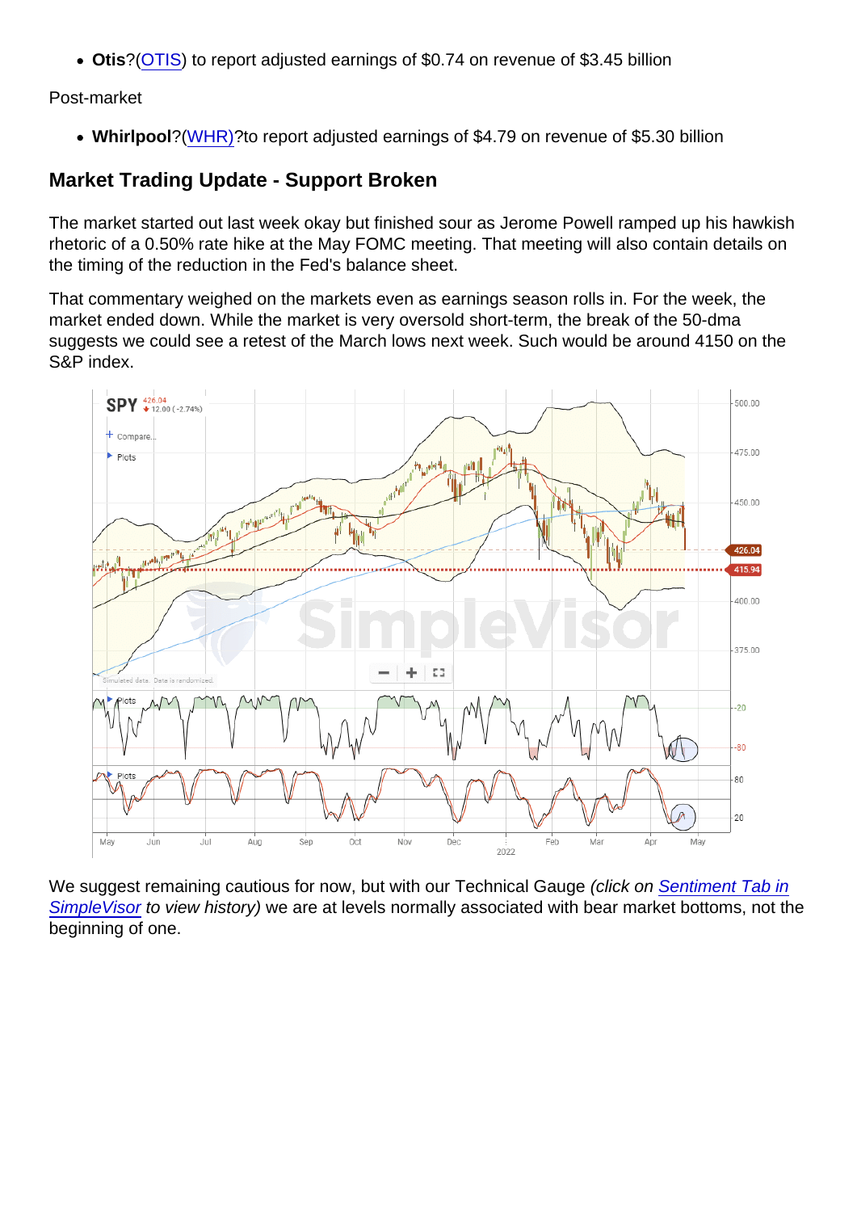- **Otis**?([OTIS](#)) to report adjusted earnings of $0.74 on revenue of $3.45 billion

Post-market

- **Whirlpool**?([WHR)](#)?to report adjusted earnings of $4.79 on revenue of $5.30 billion

## Market Trading Update - Support Broken

The market started out last week okay but finished sour as Jerome Powell ramped up his hawkish rhetoric of a 0.50% rate hike at the May FOMC meeting. That meeting will also contain details on the timing of the reduction in the Fed's balance sheet.

That commentary weighed on the markets even as earnings season rolls in. For the week, the market ended down. While the market is very oversold short-term, the break of the 50-dma suggests we could see a retest of the March lows next week. Such would be around 4150 on the S&P index.

We suggest remaining cautious for now, but with our Technical Gauge *(click on [Sentiment Tab in SimpleVisor](#) to view history)* we are at levels normally associated with bear market bottoms, not the beginning of one.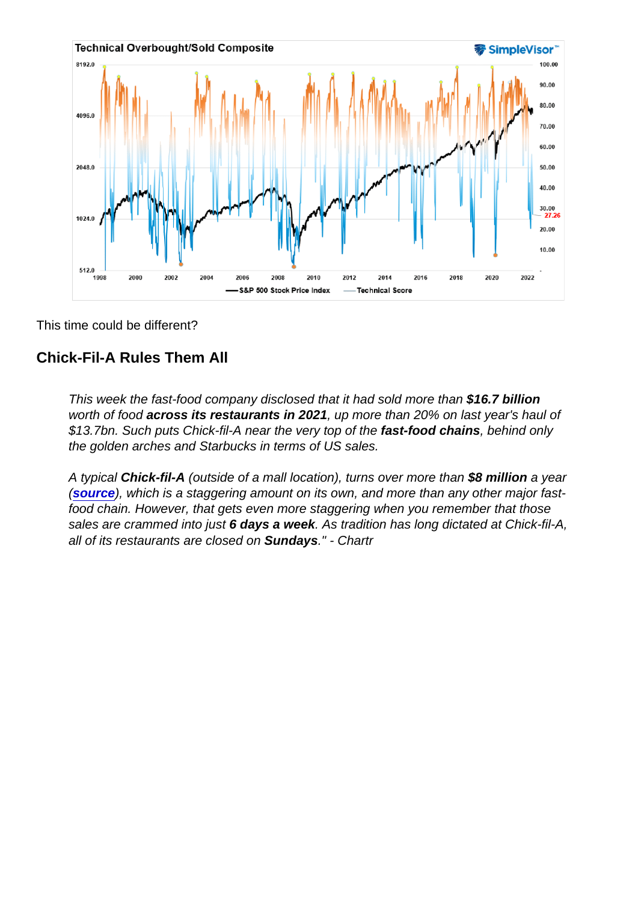This time could be different?

## Chick-Fil-A Rules Them All

> *This week the fast-food company disclosed that it had sold more than **$16.7 billion** worth of food **across its restaurants in 2021**, up more than 20% on last year's haul of $13.7bn. Such puts Chick-fil-A near the very top of the **fast-food chains**, behind only the golden arches and Starbucks in terms of US sales.*
>
> *A typical **Chick-fil-A** (outside of a mall location), turns over more than **$8 million** a year (**source**), which is a staggering amount on its own, and more than any other major fast-food chain. However, that gets even more staggering when you remember that those sales are crammed into just **6 days a week**. As tradition has long dictated at Chick-fil-A, all of its restaurants are closed on **Sundays**." - Chartr*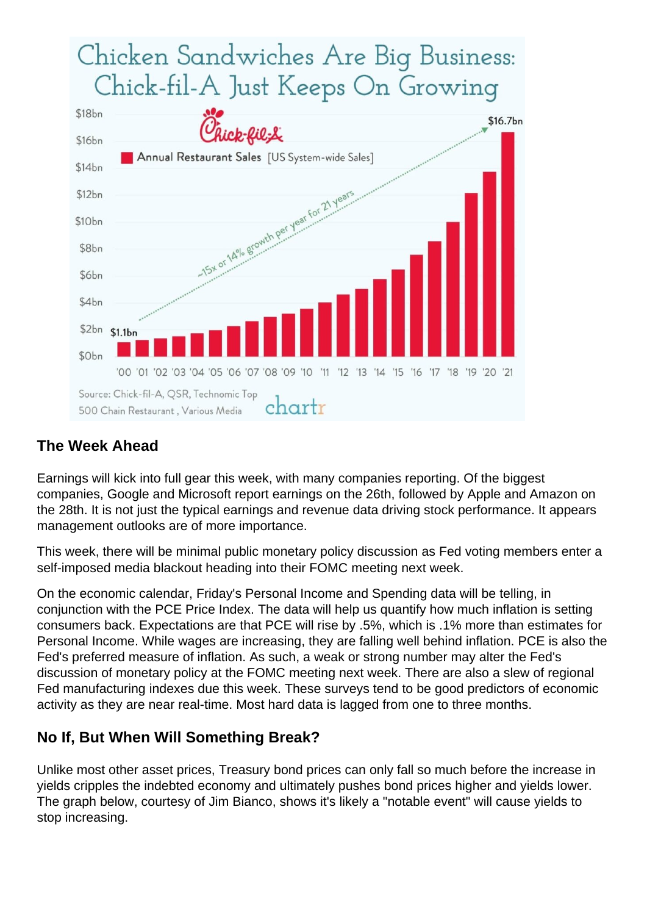## The Week Ahead

Earnings will kick into full gear this week, with many companies reporting. Of the biggest companies, Google and Microsoft report earnings on the 26th, followed by Apple and Amazon on the 28th. It is not just the typical earnings and revenue data driving stock performance. It appears management outlooks are of more importance.

This week, there will be minimal public monetary policy discussion as Fed voting members enter a self-imposed media blackout heading into their FOMC meeting next week.

On the economic calendar, Friday's Personal Income and Spending data will be telling, in conjunction with the PCE Price Index. The data will help us quantify how much inflation is setting consumers back. Expectations are that PCE will rise by .5%, which is .1% more than estimates for Personal Income. While wages are increasing, they are falling well behind inflation. PCE is also the Fed's preferred measure of inflation. As such, a weak or strong number may alter the Fed's discussion of monetary policy at the FOMC meeting next week. There are also a slew of regional Fed manufacturing indexes due this week. These surveys tend to be good predictors of economic activity as they are near real-time. Most hard data is lagged from one to three months.

## No If, But When Will Something Break?

Unlike most other asset prices, Treasury bond prices can only fall so much before the increase in yields cripples the indebted economy and ultimately pushes bond prices higher and yields lower. The graph below, courtesy of Jim Bianco, shows it's likely a "notable event" will cause yields to stop increasing.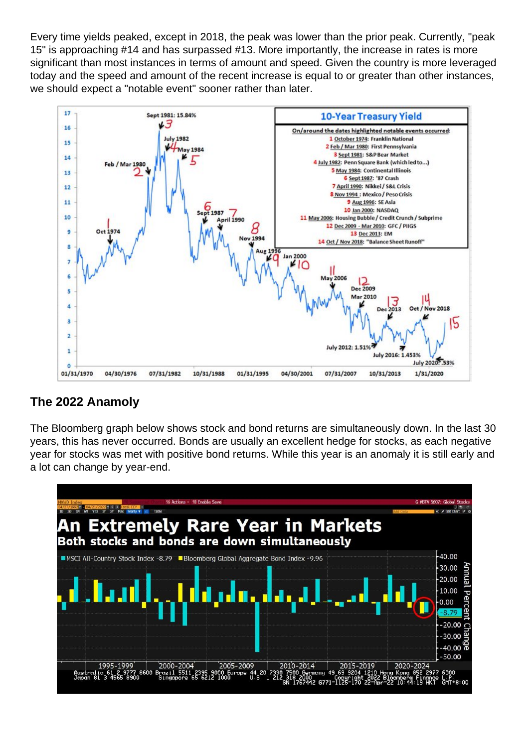Every time yields peaked, except in 2018, the peak was lower than the prior peak. Currently, "peak 15" is approaching #14 and has surpassed #13. More importantly, the increase in rates is more significant than most instances in terms of amount and speed. Given the country is more leveraged today and the speed and amount of the recent increase is equal to or greater than other instances, we should expect a "notable event" sooner rather than later.

## The 2022 Anamoly

The Bloomberg graph below shows stock and bond returns are simultaneously down. In the last 30 years, this has never occurred. Bonds are usually an excellent hedge for stocks, as each negative year for stocks was met with positive bond returns. While this year is an anomaly it is still early and a lot can change by year-end.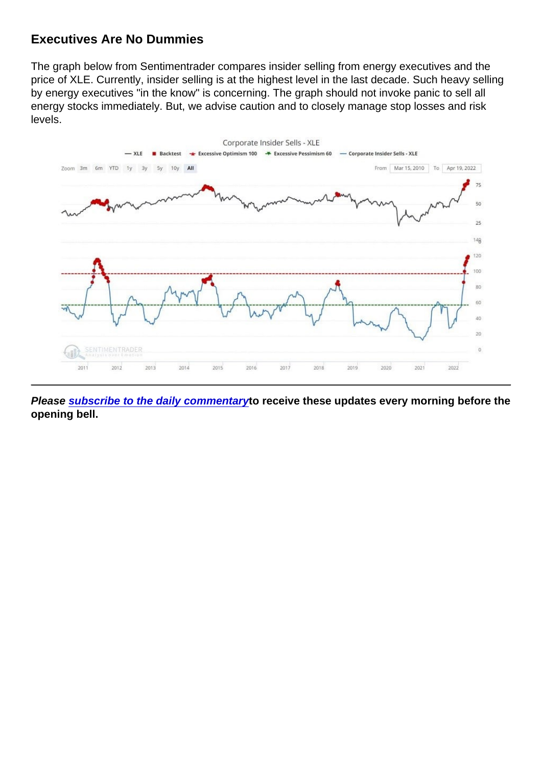## Executives Are No Dummies

The graph below from Sentimentrader compares insider selling from energy executives and the price of XLE. Currently, insider selling is at the highest level in the last decade. Such heavy selling by energy executives "in the know" is concerning. The graph should not invoke panic to sell all energy stocks immediately. But, we advise caution and to closely manage stop losses and risk levels.

Corporate Insider Sells - XLE

XLE | Backtest | Excessive Optimism 100 | Excessive Pessimism 60 | Corporate Insider Sells - XLE

Zoom 3m 6m YTD 1y 3y 5y 10y All

From Mar 15, 2010 To Apr 19, 2022

75
50
25

140
120
100
80
60
40
20
0

SENTIMENTRADER

2011 2012 2013 2014 2015 2016 2017 2018 2019 2020 2021 2022

---

***Please [subscribe to the daily commentary](#)*** **to receive these updates every morning before the opening bell.**